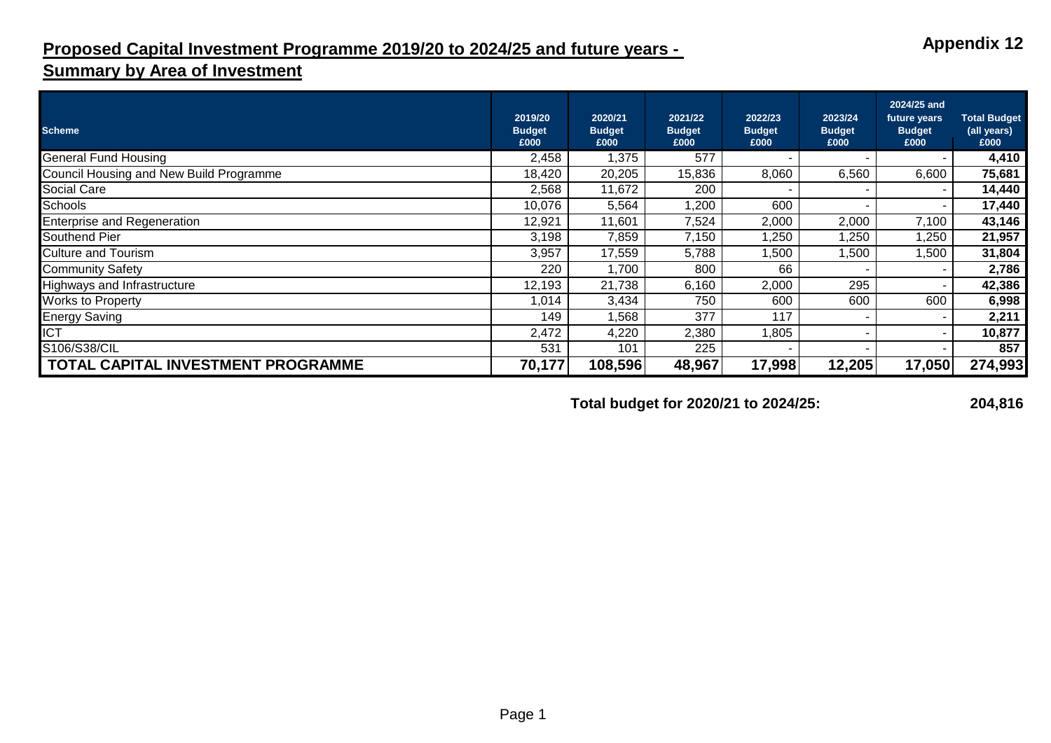Appendix 12

# Proposed Capital Investment Programme 2019/20 to 2024/25 and future years - Summary by Area of Investment

| Scheme | 2019/20 Budget £000 | 2020/21 Budget £000 | 2021/22 Budget £000 | 2022/23 Budget £000 | 2023/24 Budget £000 | 2024/25 and future years Budget £000 | Total Budget (all years) £000 |
|---|---|---|---|---|---|---|---|
| General Fund Housing | 2,458 | 1,375 | 577 | - | - | - | **4,410** |
| Council Housing and New Build Programme | 18,420 | 20,205 | 15,836 | 8,060 | 6,560 | 6,600 | **75,681** |
| Social Care | 2,568 | 11,672 | 200 | - | - | - | **14,440** |
| Schools | 10,076 | 5,564 | 1,200 | 600 | - | - | **17,440** |
| Enterprise and Regeneration | 12,921 | 11,601 | 7,524 | 2,000 | 2,000 | 7,100 | **43,146** |
| Southend Pier | 3,198 | 7,859 | 7,150 | 1,250 | 1,250 | 1,250 | **21,957** |
| Culture and Tourism | 3,957 | 17,559 | 5,788 | 1,500 | 1,500 | 1,500 | **31,804** |
| Community Safety | 220 | 1,700 | 800 | 66 | - | - | **2,786** |
| Highways and Infrastructure | 12,193 | 21,738 | 6,160 | 2,000 | 295 | - | **42,386** |
| Works to Property | 1,014 | 3,434 | 750 | 600 | 600 | 600 | **6,998** |
| Energy Saving | 149 | 1,568 | 377 | 117 | - | - | **2,211** |
| ICT | 2,472 | 4,220 | 2,380 | 1,805 | - | - | **10,877** |
| S106/S38/CIL | 531 | 101 | 225 | - | - | - | **857** |
| **TOTAL CAPITAL INVESTMENT PROGRAMME** | **70,177** | **108,596** | **48,967** | **17,998** | **12,205** | **17,050** | **274,993** |

**Total budget for 2020/21 to 2024/25: 204,816**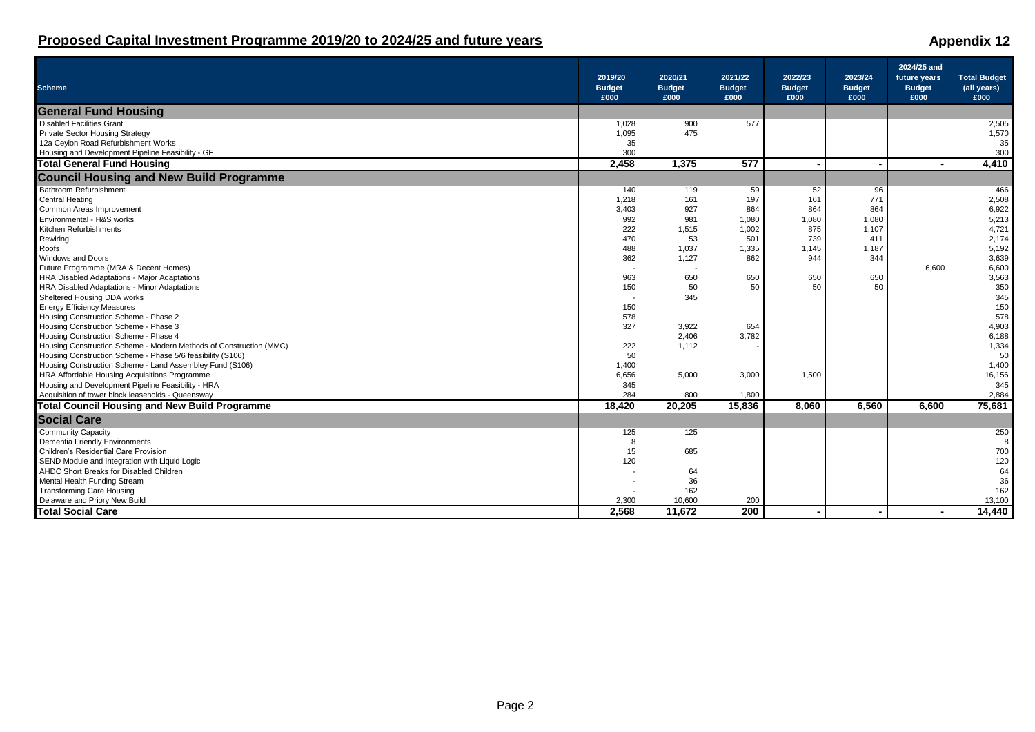## Proposed Capital Investment Programme 2019/20 to 2024/25 and future years

**Appendix 12**

| Scheme | 2019/20 Budget £000 | 2020/21 Budget £000 | 2021/22 Budget £000 | 2022/23 Budget £000 | 2023/24 Budget £000 | 2024/25 and future years Budget £000 | Total Budget (all years) £000 |
|---|---|---|---|---|---|---|---|
| **General Fund Housing** | | | | | | | |
| Disabled Facilities Grant | 1,028 | 900 | 577 | | | | 2,505 |
| Private Sector Housing Strategy | 1,095 | 475 | | | | | 1,570 |
| 12a Ceylon Road Refurbishment Works | 35 | | | | | | 35 |
| Housing and Development Pipeline Feasibility - GF | 300 | | | | | | 300 |
| **Total General Fund Housing** | **2,458** | **1,375** | **577** | **-** | **-** | **-** | **4,410** |
| **Council Housing and New Build Programme** | | | | | | | |
| Bathroom Refurbishment | 140 | 119 | 59 | 52 | 96 | | 466 |
| Central Heating | 1,218 | 161 | 197 | 161 | 771 | | 2,508 |
| Common Areas Improvement | 3,403 | 927 | 864 | 864 | 864 | | 6,922 |
| Environmental - H&S works | 992 | 981 | 1,080 | 1,080 | 1,080 | | 5,213 |
| Kitchen Refurbishments | 222 | 1,515 | 1,002 | 875 | 1,107 | | 4,721 |
| Rewiring | 470 | 53 | 501 | 739 | 411 | | 2,174 |
| Roofs | 488 | 1,037 | 1,335 | 1,145 | 1,187 | | 5,192 |
| Windows and Doors | 362 | 1,127 | 862 | 944 | 344 | | 3,639 |
| Future Programme (MRA & Decent Homes) | - | - | | | | 6,600 | 6,600 |
| HRA Disabled Adaptations - Major Adaptations | 963 | 650 | 650 | 650 | 650 | | 3,563 |
| HRA Disabled Adaptations - Minor Adaptations | 150 | 50 | 50 | 50 | 50 | | 350 |
| Sheltered Housing DDA works | - | 345 | | | | | 345 |
| Energy Efficiency Measures | 150 | | | | | | 150 |
| Housing Construction Scheme - Phase 2 | 578 | | | | | | 578 |
| Housing Construction Scheme - Phase 3 | 327 | 3,922 | 654 | | | | 4,903 |
| Housing Construction Scheme - Phase 4 | | 2,406 | 3,782 | | | | 6,188 |
| Housing Construction Scheme - Modern Methods of Construction (MMC) | 222 | 1,112 | - | | | | 1,334 |
| Housing Construction Scheme - Phase 5/6 feasibility (S106) | 50 | | | | | | 50 |
| Housing Construction Scheme - Land Assembley Fund (S106) | 1,400 | | | | | | 1,400 |
| HRA Affordable Housing Acquisitions Programme | 6,656 | 5,000 | 3,000 | 1,500 | | | 16,156 |
| Housing and Development Pipeline Feasibility - HRA | 345 | | | | | | 345 |
| Acquisition of tower block leaseholds - Queensway | 284 | 800 | 1,800 | | | | 2,884 |
| **Total Council Housing and New Build Programme** | **18,420** | **20,205** | **15,836** | **8,060** | **6,560** | **6,600** | **75,681** |
| **Social Care** | | | | | | | |
| Community Capacity | 125 | 125 | | | | | 250 |
| Dementia Friendly Environments | 8 | | | | | | 8 |
| Children's Residential Care Provision | 15 | 685 | | | | | 700 |
| SEND Module and Integration with Liquid Logic | 120 | | | | | | 120 |
| AHDC Short Breaks for Disabled Children | - | 64 | | | | | 64 |
| Mental Health Funding Stream | - | 36 | | | | | 36 |
| Transforming Care Housing | - | 162 | | | | | 162 |
| Delaware and Priory New Build | 2,300 | 10,600 | 200 | | | | 13,100 |
| **Total Social Care** | **2,568** | **11,672** | **200** | **-** | **-** | **-** | **14,440** |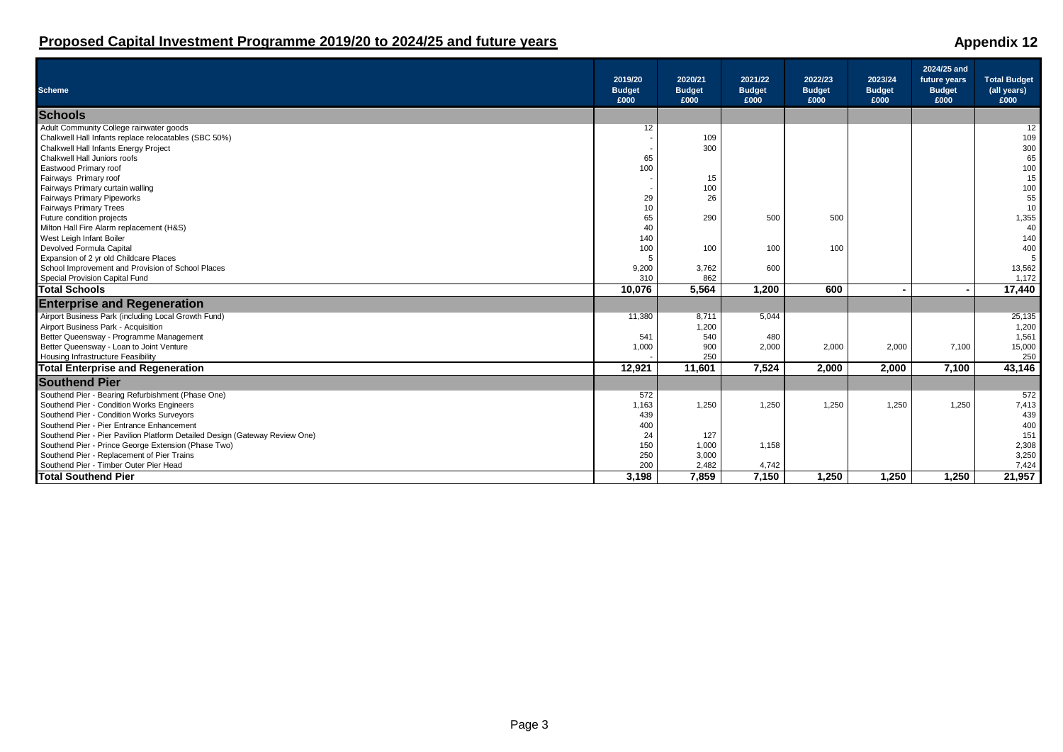## Proposed Capital Investment Programme 2019/20 to 2024/25 and future years

**Appendix 12**

| Scheme | 2019/20 Budget £000 | 2020/21 Budget £000 | 2021/22 Budget £000 | 2022/23 Budget £000 | 2023/24 Budget £000 | 2024/25 and future years Budget £000 | Total Budget (all years) £000 |
|---|---|---|---|---|---|---|---|
| **Schools** | | | | | | | |
| Adult Community College rainwater goods | 12 | | | | | | 12 |
| Chalkwell Hall Infants replace relocatables (SBC 50%) | - | 109 | | | | | 109 |
| Chalkwell Hall Infants Energy Project | - | 300 | | | | | 300 |
| Chalkwell Hall Juniors roofs | 65 | | | | | | 65 |
| Eastwood Primary roof | 100 | | | | | | 100 |
| Fairways Primary roof | - | 15 | | | | | 15 |
| Fairways Primary curtain walling | - | 100 | | | | | 100 |
| Fairways Primary Pipeworks | 29 | 26 | | | | | 55 |
| Fairways Primary Trees | 10 | | | | | | 10 |
| Future condition projects | 65 | 290 | 500 | 500 | | | 1,355 |
| Milton Hall Fire Alarm replacement (H&S) | 40 | | | | | | 40 |
| West Leigh Infant Boiler | 140 | | | | | | 140 |
| Devolved Formula Capital | 100 | 100 | 100 | 100 | | | 400 |
| Expansion of 2 yr old Childcare Places | 5 | | | | | | 5 |
| School Improvement and Provision of School Places | 9,200 | 3,762 | 600 | | | | 13,562 |
| Special Provision Capital Fund | 310 | 862 | | | | | 1,172 |
| **Total Schools** | **10,076** | **5,564** | **1,200** | **600** | **-** | **-** | **17,440** |
| **Enterprise and Regeneration** | | | | | | | |
| Airport Business Park (including Local Growth Fund) | 11,380 | 8,711 | 5,044 | | | | 25,135 |
| Airport Business Park - Acquisition | | 1,200 | | | | | 1,200 |
| Better Queensway - Programme Management | 541 | 540 | 480 | | | | 1,561 |
| Better Queensway - Loan to Joint Venture | 1,000 | 900 | 2,000 | 2,000 | 2,000 | 7,100 | 15,000 |
| Housing Infrastructure Feasibility | - | 250 | | | | | 250 |
| **Total Enterprise and Regeneration** | **12,921** | **11,601** | **7,524** | **2,000** | **2,000** | **7,100** | **43,146** |
| **Southend Pier** | | | | | | | |
| Southend Pier - Bearing Refurbishment (Phase One) | 572 | | | | | | 572 |
| Southend Pier - Condition Works Engineers | 1,163 | 1,250 | 1,250 | 1,250 | 1,250 | 1,250 | 7,413 |
| Southend Pier - Condition Works Surveyors | 439 | | | | | | 439 |
| Southend Pier - Pier Entrance Enhancement | 400 | | | | | | 400 |
| Southend Pier - Pier Pavilion Platform Detailed Design (Gateway Review One) | 24 | 127 | | | | | 151 |
| Southend Pier - Prince George Extension (Phase Two) | 150 | 1,000 | 1,158 | | | | 2,308 |
| Southend Pier - Replacement of Pier Trains | 250 | 3,000 | | | | | 3,250 |
| Southend Pier - Timber Outer Pier Head | 200 | 2,482 | 4,742 | | | | 7,424 |
| **Total Southend Pier** | **3,198** | **7,859** | **7,150** | **1,250** | **1,250** | **1,250** | **21,957** |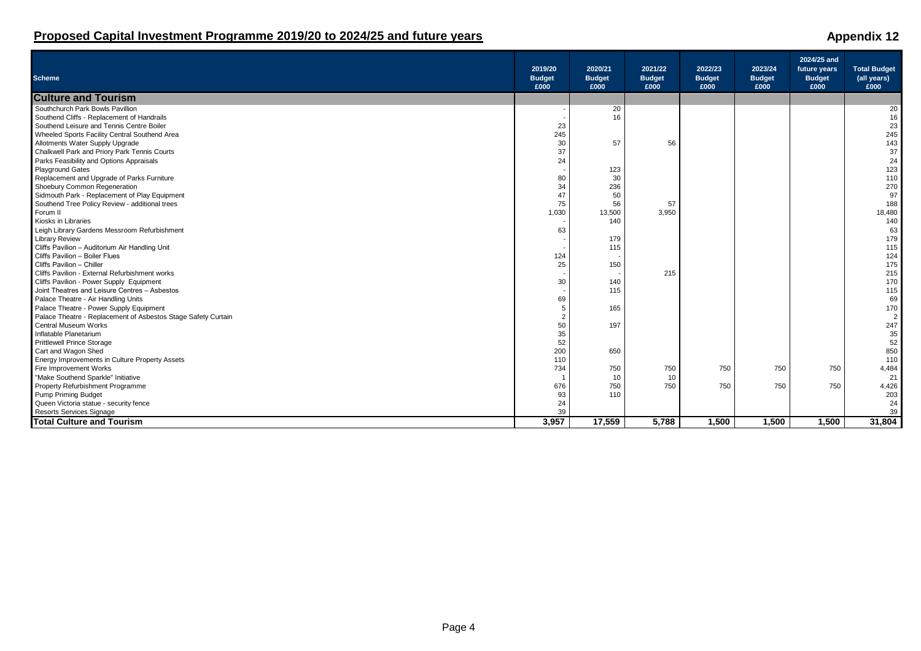# Proposed Capital Investment Programme 2019/20 to 2024/25 and future years

**Appendix 12**

| Scheme | 2019/20 Budget £000 | 2020/21 Budget £000 | 2021/22 Budget £000 | 2022/23 Budget £000 | 2023/24 Budget £000 | 2024/25 and future years Budget £000 | Total Budget (all years) £000 |
|---|---|---|---|---|---|---|---|
| **Culture and Tourism** | | | | | | | |
| Southchurch Park Bowls Pavillion | - | 20 | | | | | 20 |
| Southend Cliffs - Replacement of Handrails | - | 16 | | | | | 16 |
| Southend Leisure and Tennis Centre Boiler | 23 | | | | | | 23 |
| Wheeled Sports Facility Central Southend Area | 245 | | | | | | 245 |
| Allotments Water Supply Upgrade | 30 | 57 | 56 | | | | 143 |
| Chalkwell Park and Priory Park Tennis Courts | 37 | | | | | | 37 |
| Parks Feasibility and Options Appraisals | 24 | | | | | | 24 |
| Playground Gates | - | 123 | | | | | 123 |
| Replacement and Upgrade of Parks Furniture | 80 | 30 | | | | | 110 |
| Shoebury Common Regeneration | 34 | 236 | | | | | 270 |
| Sidmouth Park - Replacement of Play Equipment | 47 | 50 | | | | | 97 |
| Southend Tree Policy Review - additional trees | 75 | 56 | 57 | | | | 188 |
| Forum II | 1,030 | 13,500 | 3,950 | | | | 18,480 |
| Kiosks in Libraries | - | 140 | | | | | 140 |
| Leigh Library Gardens Messroom Refurbishment | 63 | | | | | | 63 |
| Library Review | - | 179 | | | | | 179 |
| Cliffs Pavilion – Auditorium Air Handling Unit | - | 115 | | | | | 115 |
| Cliffs Pavilion – Boiler Flues | 124 | - | | | | | 124 |
| Cliffs Pavilion – Chiller | 25 | 150 | | | | | 175 |
| Cliffs Pavilion - External Refurbishment works | - | - | 215 | | | | 215 |
| Cliffs Pavilion - Power Supply Equipment | 30 | 140 | | | | | 170 |
| Joint Theatres and Leisure Centres – Asbestos | - | 115 | | | | | 115 |
| Palace Theatre - Air Handling Units | 69 | | | | | | 69 |
| Palace Theatre - Power Supply Equipment | 5 | 165 | | | | | 170 |
| Palace Theatre - Replacement of Asbestos Stage Safety Curtain | 2 | | | | | | 2 |
| Central Museum Works | 50 | 197 | | | | | 247 |
| Inflatable Planetarium | 35 | | | | | | 35 |
| Prittlewell Prince Storage | 52 | | | | | | 52 |
| Cart and Wagon Shed | 200 | 650 | | | | | 850 |
| Energy Improvements in Culture Property Assets | 110 | | | | | | 110 |
| Fire Improvement Works | 734 | 750 | 750 | 750 | 750 | 750 | 4,484 |
| "Make Southend Sparkle" Initiative | 1 | 10 | 10 | | | | 21 |
| Property Refurbishment Programme | 676 | 750 | 750 | 750 | 750 | 750 | 4,426 |
| Pump Priming Budget | 93 | 110 | | | | | 203 |
| Queen Victoria statue - security fence | 24 | | | | | | 24 |
| Resorts Services Signage | 39 | | | | | | 39 |
| **Total Culture and Tourism** | **3,957** | **17,559** | **5,788** | **1,500** | **1,500** | **1,500** | **31,804** |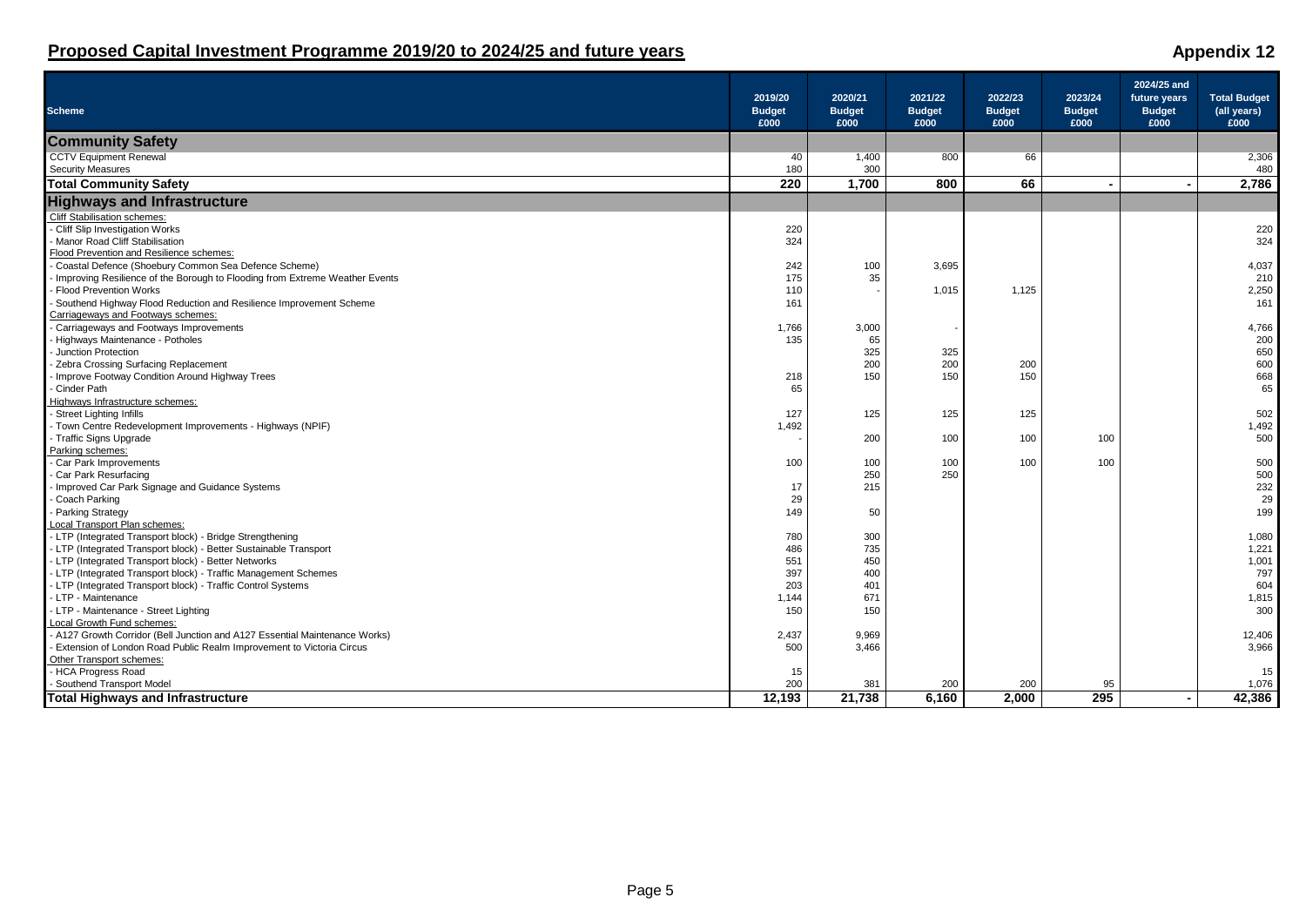## Proposed Capital Investment Programme 2019/20 to 2024/25 and future years

**Appendix 12**

| Scheme | 2019/20 Budget £000 | 2020/21 Budget £000 | 2021/22 Budget £000 | 2022/23 Budget £000 | 2023/24 Budget £000 | 2024/25 and future years Budget £000 | Total Budget (all years) £000 |
|---|---|---|---|---|---|---|---|
| **Community Safety** | | | | | | | |
| CCTV Equipment Renewal | 40 | 1,400 | 800 | 66 | | | 2,306 |
| Security Measures | 180 | 300 | | | | | 480 |
| **Total Community Safety** | **220** | **1,700** | **800** | **66** | **-** | **-** | **2,786** |
| **Highways and Infrastructure** | | | | | | | |
| Cliff Stabilisation schemes: | | | | | | | |
| - Cliff Slip Investigation Works | 220 | | | | | | 220 |
| - Manor Road Cliff Stabilisation | 324 | | | | | | 324 |
| Flood Prevention and Resilience schemes: | | | | | | | |
| - Coastal Defence (Shoebury Common Sea Defence Scheme) | 242 | 100 | 3,695 | | | | 4,037 |
| - Improving Resilience of the Borough to Flooding from Extreme Weather Events | 175 | 35 | | | | | 210 |
| - Flood Prevention Works | 110 | - | 1,015 | 1,125 | | | 2,250 |
| - Southend Highway Flood Reduction and Resilience Improvement Scheme | 161 | | | | | | 161 |
| Carriageways and Footways schemes: | | | | | | | |
| - Carriageways and Footways Improvements | 1,766 | 3,000 | - | | | | 4,766 |
| - Highways Maintenance - Potholes | 135 | 65 | | | | | 200 |
| - Junction Protection | | 325 | 325 | | | | 650 |
| - Zebra Crossing Surfacing Replacement | | 200 | 200 | 200 | | | 600 |
| - Improve Footway Condition Around Highway Trees | 218 | 150 | 150 | 150 | | | 668 |
| - Cinder Path | 65 | | | | | | 65 |
| Highways Infrastructure schemes: | | | | | | | |
| - Street Lighting Infills | 127 | 125 | 125 | 125 | | | 502 |
| - Town Centre Redevelopment Improvements - Highways (NPIF) | 1,492 | | | | | | 1,492 |
| - Traffic Signs Upgrade | - | 200 | 100 | 100 | 100 | | 500 |
| Parking schemes: | | | | | | | |
| - Car Park Improvements | 100 | 100 | 100 | 100 | 100 | | 500 |
| - Car Park Resurfacing | | 250 | 250 | | | | 500 |
| - Improved Car Park Signage and Guidance Systems | 17 | 215 | | | | | 232 |
| - Coach Parking | 29 | | | | | | 29 |
| - Parking Strategy | 149 | 50 | | | | | 199 |
| Local Transport Plan schemes: | | | | | | | |
| - LTP (Integrated Transport block) - Bridge Strengthening | 780 | 300 | | | | | 1,080 |
| - LTP (Integrated Transport block) - Better Sustainable Transport | 486 | 735 | | | | | 1,221 |
| - LTP (Integrated Transport block) - Better Networks | 551 | 450 | | | | | 1,001 |
| - LTP (Integrated Transport block) - Traffic Management Schemes | 397 | 400 | | | | | 797 |
| - LTP (Integrated Transport block) - Traffic Control Systems | 203 | 401 | | | | | 604 |
| - LTP - Maintenance | 1,144 | 671 | | | | | 1,815 |
| - LTP - Maintenance - Street Lighting | 150 | 150 | | | | | 300 |
| Local Growth Fund schemes: | | | | | | | |
| - A127 Growth Corridor (Bell Junction and A127 Essential Maintenance Works) | 2,437 | 9,969 | | | | | 12,406 |
| - Extension of London Road Public Realm Improvement to Victoria Circus | 500 | 3,466 | | | | | 3,966 |
| Other Transport schemes: | | | | | | | |
| - HCA Progress Road | 15 | | | | | | 15 |
| - Southend Transport Model | 200 | 381 | 200 | 200 | 95 | | 1,076 |
| **Total Highways and Infrastructure** | **12,193** | **21,738** | **6,160** | **2,000** | **295** | **-** | **42,386** |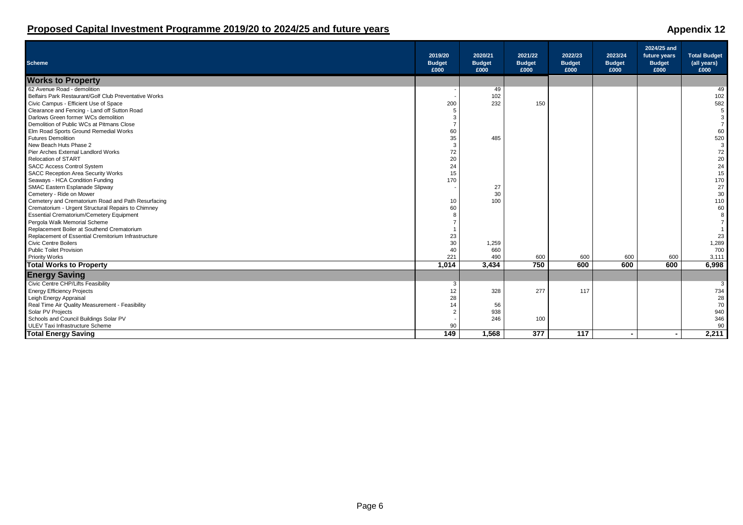## Proposed Capital Investment Programme 2019/20 to 2024/25 and future years

**Appendix 12**

| Scheme | 2019/20 Budget £000 | 2020/21 Budget £000 | 2021/22 Budget £000 | 2022/23 Budget £000 | 2023/24 Budget £000 | 2024/25 and future years Budget £000 | Total Budget (all years) £000 |
|---|---|---|---|---|---|---|---|
| **Works to Property** | | | | | | | |
| 62 Avenue Road - demolition | - | 49 | | | | | 49 |
| Belfairs Park Restaurant/Golf Club Preventative Works | - | 102 | | | | | 102 |
| Civic Campus - Efficient Use of Space | 200 | 232 | 150 | | | | 582 |
| Clearance and Fencing - Land off Sutton Road | 5 | | | | | | 5 |
| Darlows Green former WCs demolition | 3 | | | | | | 3 |
| Demolition of Public WCs at Pitmans Close | 7 | | | | | | 7 |
| Elm Road Sports Ground Remedial Works | 60 | | | | | | 60 |
| Futures Demolition | 35 | 485 | | | | | 520 |
| New Beach Huts Phase 2 | 3 | | | | | | 3 |
| Pier Arches External Landlord Works | 72 | | | | | | 72 |
| Relocation of START | 20 | | | | | | 20 |
| SACC Access Control System | 24 | | | | | | 24 |
| SACC Reception Area Security Works | 15 | | | | | | 15 |
| Seaways - HCA Condition Funding | 170 | | | | | | 170 |
| SMAC Eastern Esplanade Slipway | - | 27 | | | | | 27 |
| Cemetery - Ride on Mower | | 30 | | | | | 30 |
| Cemetery and Crematorium Road and Path Resurfacing | 10 | 100 | | | | | 110 |
| Crematorium - Urgent Structural Repairs to Chimney | 60 | | | | | | 60 |
| Essential Crematorium/Cemetery Equipment | 8 | | | | | | 8 |
| Pergola Walk Memorial Scheme | 7 | | | | | | 7 |
| Replacement Boiler at Southend Crematorium | 1 | | | | | | 1 |
| Replacement of Essential Cremitorium Infrastructure | 23 | | | | | | 23 |
| Civic Centre Boilers | 30 | 1,259 | | | | | 1,289 |
| Public Toilet Provision | 40 | 660 | | | | | 700 |
| Priority Works | 221 | 490 | 600 | 600 | 600 | 600 | 3,111 |
| **Total Works to Property** | **1,014** | **3,434** | **750** | **600** | **600** | **600** | **6,998** |
| **Energy Saving** | | | | | | | |
| Civic Centre CHP/Lifts Feasibility | 3 | | | | | | 3 |
| Energy Efficiency Projects | 12 | 328 | 277 | 117 | | | 734 |
| Leigh Energy Appraisal | 28 | | | | | | 28 |
| Real Time Air Quality Measurement - Feasibility | 14 | 56 | | | | | 70 |
| Solar PV Projects | 2 | 938 | | | | | 940 |
| Schools and Council Buildings Solar PV | - | 246 | 100 | | | | 346 |
| ULEV Taxi Infrastructure Scheme | 90 | | | | | | 90 |
| **Total Energy Saving** | **149** | **1,568** | **377** | **117** | **-** | **-** | **2,211** |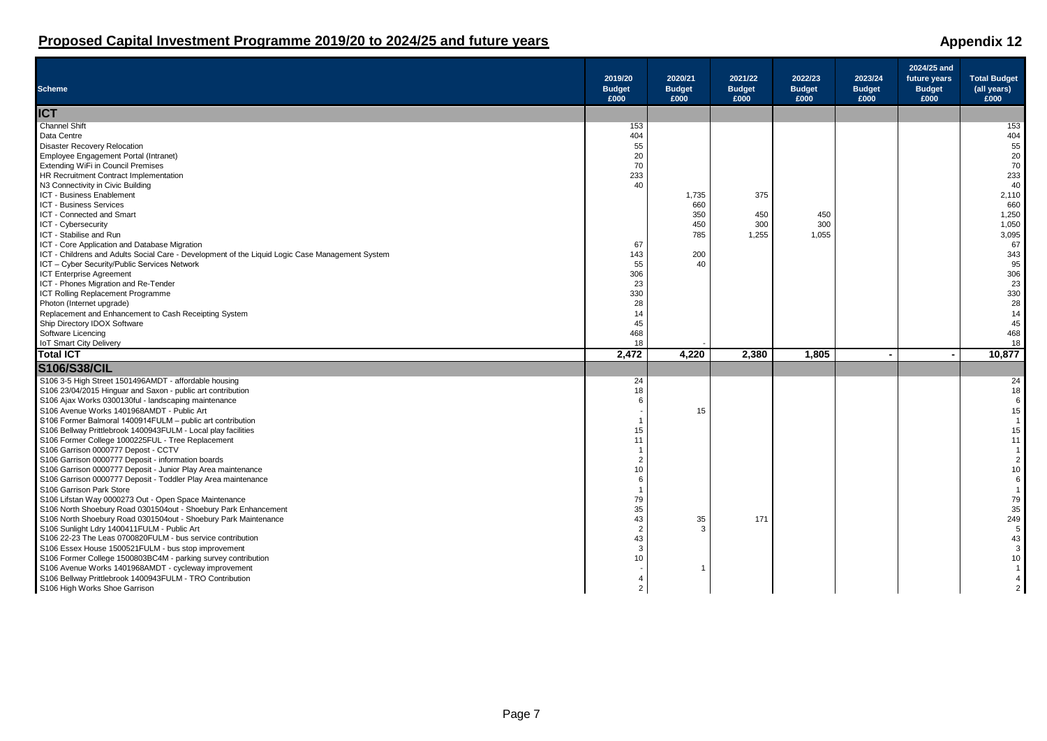# Proposed Capital Investment Programme 2019/20 to 2024/25 and future years

**Appendix 12**

| Scheme | 2019/20 Budget £000 | 2020/21 Budget £000 | 2021/22 Budget £000 | 2022/23 Budget £000 | 2023/24 Budget £000 | 2024/25 and future years Budget £000 | Total Budget (all years) £000 |
|---|---|---|---|---|---|---|---|
| **ICT** | | | | | | | |
| Channel Shift | 153 | | | | | | 153 |
| Data Centre | 404 | | | | | | 404 |
| Disaster Recovery Relocation | 55 | | | | | | 55 |
| Employee Engagement Portal (Intranet) | 20 | | | | | | 20 |
| Extending WiFi in Council Premises | 70 | | | | | | 70 |
| HR Recruitment Contract Implementation | 233 | | | | | | 233 |
| N3 Connectivity in Civic Building | 40 | | | | | | 40 |
| ICT - Business Enablement | | 1,735 | 375 | | | | 2,110 |
| ICT - Business Services | | 660 | | | | | 660 |
| ICT - Connected and Smart | | 350 | 450 | 450 | | | 1,250 |
| ICT - Cybersecurity | | 450 | 300 | 300 | | | 1,050 |
| ICT - Stabilise and Run | | 785 | 1,255 | 1,055 | | | 3,095 |
| ICT - Core Application and Database Migration | 67 | | | | | | 67 |
| ICT - Childrens and Adults Social Care - Development of the Liquid Logic Case Management System | 143 | 200 | | | | | 343 |
| ICT – Cyber Security/Public Services Network | 55 | 40 | | | | | 95 |
| ICT Enterprise Agreement | 306 | | | | | | 306 |
| ICT - Phones Migration and Re-Tender | 23 | | | | | | 23 |
| ICT Rolling Replacement Programme | 330 | | | | | | 330 |
| Photon (Internet upgrade) | 28 | | | | | | 28 |
| Replacement and Enhancement to Cash Receipting System | 14 | | | | | | 14 |
| Ship Directory IDOX Software | 45 | | | | | | 45 |
| Software Licencing | 468 | | | | | | 468 |
| IoT Smart City Delivery | 18 | - | | | | | 18 |
| **Total ICT** | **2,472** | **4,220** | **2,380** | **1,805** | **-** | **-** | **10,877** |
| **S106/S38/CIL** | | | | | | | |
| S106 3-5 High Street 1501496AMDT - affordable housing | 24 | | | | | | 24 |
| S106 23/04/2015 Hinguar and Saxon - public art contribution | 18 | | | | | | 18 |
| S106 Ajax Works 0300130ful - landscaping maintenance | 6 | | | | | | 6 |
| S106 Avenue Works 1401968AMDT - Public Art | - | 15 | | | | | 15 |
| S106 Former Balmoral 1400914FULM – public art contribution | 1 | | | | | | 1 |
| S106 Bellway Prittlebrook 1400943FULM - Local play facilities | 15 | | | | | | 15 |
| S106 Former College 1000225FUL - Tree Replacement | 11 | | | | | | 11 |
| S106 Garrison 0000777 Depost - CCTV | 1 | | | | | | 1 |
| S106 Garrison 0000777 Deposit - information boards | 2 | | | | | | 2 |
| S106 Garrison 0000777 Deposit - Junior Play Area maintenance | 10 | | | | | | 10 |
| S106 Garrison 0000777 Deposit - Toddler Play Area maintenance | 6 | | | | | | 6 |
| S106 Garrison Park Store | 1 | | | | | | 1 |
| S106 Lifstan Way 0000273 Out - Open Space Maintenance | 79 | | | | | | 79 |
| S106 North Shoebury Road 0301504out - Shoebury Park Enhancement | 35 | | | | | | 35 |
| S106 North Shoebury Road 0301504out - Shoebury Park Maintenance | 43 | 35 | 171 | | | | 249 |
| S106 Sunlight Ldry 1400411FULM - Public Art | 2 | 3 | | | | | 5 |
| S106 22-23 The Leas 0700820FULM - bus service contribution | 43 | | | | | | 43 |
| S106 Essex House 1500521FULM - bus stop improvement | 3 | | | | | | 3 |
| S106 Former College 1500803BC4M - parking survey contribution | 10 | | | | | | 10 |
| S106 Avenue Works 1401968AMDT - cycleway improvement | - | 1 | | | | | 1 |
| S106 Bellway Prittlebrook 1400943FULM - TRO Contribution | 4 | | | | | | 4 |
| S106 High Works Shoe Garrison | 2 | | | | | | 2 |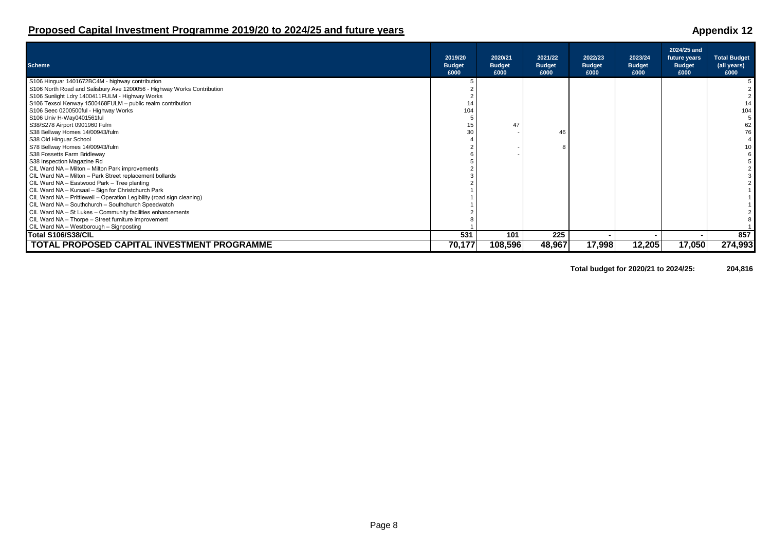## Proposed Capital Investment Programme 2019/20 to 2024/25 and future years

**Appendix 12**

| Scheme | 2019/20 Budget £000 | 2020/21 Budget £000 | 2021/22 Budget £000 | 2022/23 Budget £000 | 2023/24 Budget £000 | 2024/25 and future years Budget £000 | Total Budget (all years) £000 |
|---|---|---|---|---|---|---|---|
| S106 Hinguar 1401672BC4M - highway contribution | 5 | | | | | | 5 |
| S106 North Road and Salisbury Ave 1200056 - Highway Works Contribution | 2 | | | | | | 2 |
| S106 Sunlight Ldry 1400411FULM - Highway Works | 2 | | | | | | 2 |
| S106 Texsol Kenway 1500468FULM – public realm contribution | 14 | | | | | | 14 |
| S106 Seec 0200500ful - Highway Works | 104 | | | | | | 104 |
| S106 Univ H-Way0401561ful | 5 | | | | | | 5 |
| S38/S278 Airport 0901960 Fulm | 15 | 47 | | | | | 62 |
| S38 Bellway Homes 14/00943/fulm | 30 | - | 46 | | | | 76 |
| S38 Old Hinguar School | 4 | | | | | | 4 |
| S78 Bellway Homes 14/00943/fulm | 2 | - | 8 | | | | 10 |
| S38 Fossetts Farm Bridleway | 6 | - | | | | | 6 |
| S38 Inspection Magazine Rd | 5 | | | | | | 5 |
| CIL Ward NA – Milton – Milton Park improvements | 2 | | | | | | 2 |
| CIL Ward NA – Milton – Park Street replacement bollards | 3 | | | | | | 3 |
| CIL Ward NA – Eastwood Park – Tree planting | 2 | | | | | | 2 |
| CIL Ward NA – Kursaal – Sign for Christchurch Park | 1 | | | | | | 1 |
| CIL Ward NA – Prittlewell – Operation Legibility (road sign cleaning) | 1 | | | | | | 1 |
| CIL Ward NA – Southchurch – Southchurch Speedwatch | 1 | | | | | | 1 |
| CIL Ward NA – St Lukes – Community facilities enhancements | 2 | | | | | | 2 |
| CIL Ward NA – Thorpe – Street furniture improvement | 8 | | | | | | 8 |
| CIL Ward NA – Westborough – Signposting | 1 | | | | | | 1 |
| **Total S106/S38/CIL** | **531** | **101** | **225** | **-** | **-** | **-** | **857** |
| **TOTAL PROPOSED CAPITAL INVESTMENT PROGRAMME** | **70,177** | **108,596** | **48,967** | **17,998** | **12,205** | **17,050** | **274,993** |

**Total budget for 2020/21 to 2024/25: 204,816**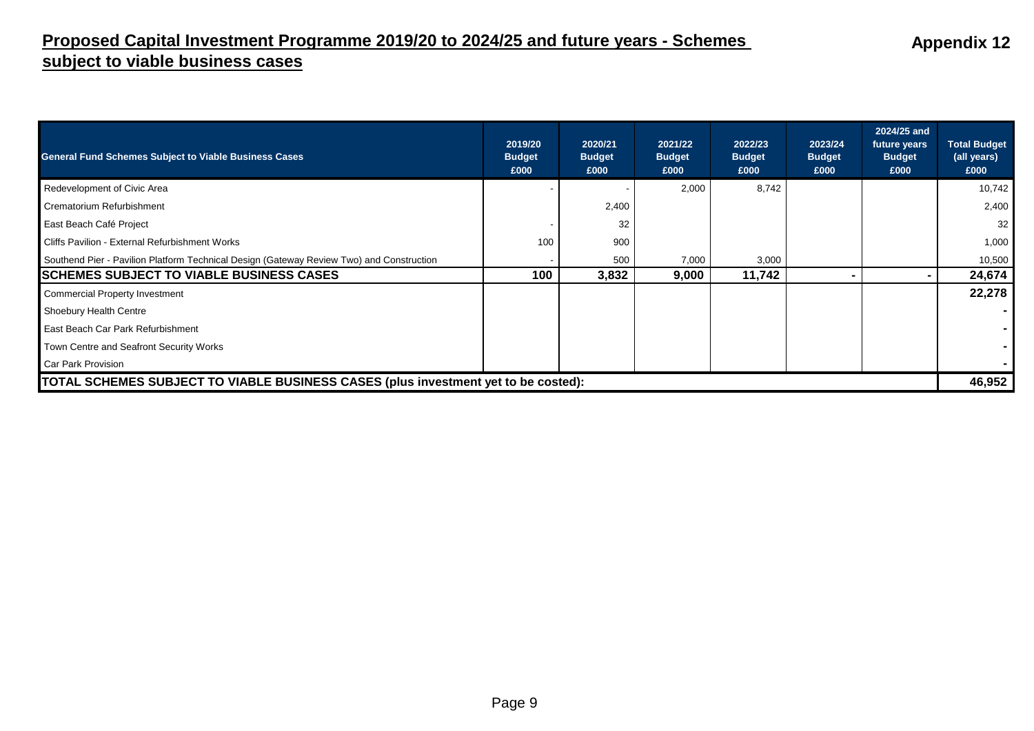# Proposed Capital Investment Programme 2019/20 to 2024/25 and future years - Schemes subject to viable business cases

**Appendix 12**

| General Fund Schemes Subject to Viable Business Cases | 2019/20 Budget £000 | 2020/21 Budget £000 | 2021/22 Budget £000 | 2022/23 Budget £000 | 2023/24 Budget £000 | 2024/25 and future years Budget £000 | Total Budget (all years) £000 |
|---|---|---|---|---|---|---|---|
| Redevelopment of Civic Area | - | - | 2,000 | 8,742 | | | 10,742 |
| Crematorium Refurbishment | | 2,400 | | | | | 2,400 |
| East Beach Café Project | - | 32 | | | | | 32 |
| Cliffs Pavilion - External Refurbishment Works | 100 | 900 | | | | | 1,000 |
| Southend Pier - Pavilion Platform Technical Design (Gateway Review Two) and Construction | - | 500 | 7,000 | 3,000 | | | 10,500 |
| **SCHEMES SUBJECT TO VIABLE BUSINESS CASES** | **100** | **3,832** | **9,000** | **11,742** | **-** | **-** | **24,674** |
| Commercial Property Investment | | | | | | | **22,278** |
| Shoebury Health Centre | | | | | | | **-** |
| East Beach Car Park Refurbishment | | | | | | | **-** |
| Town Centre and Seafront Security Works | | | | | | | **-** |
| Car Park Provision | | | | | | | **-** |
| **TOTAL SCHEMES SUBJECT TO VIABLE BUSINESS CASES (plus investment yet to be costed):** | | | | | | | **46,952** |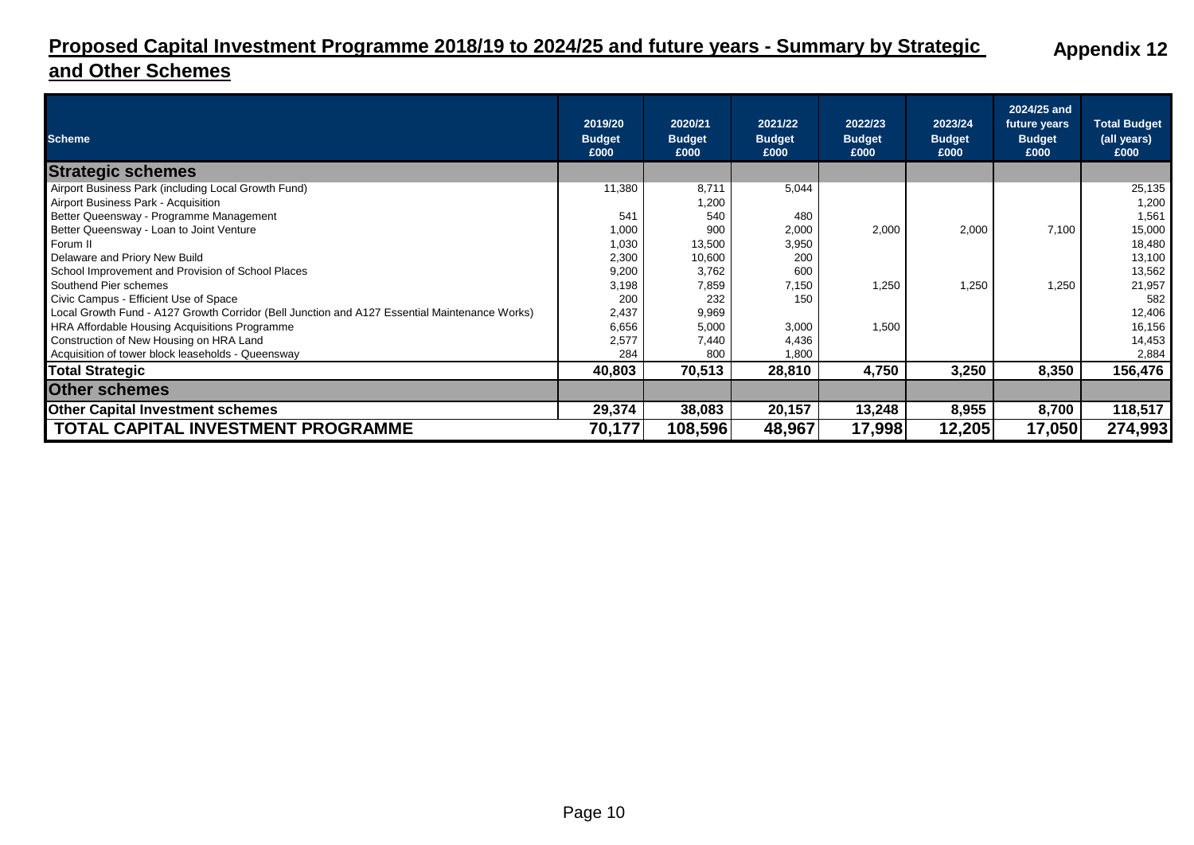# Proposed Capital Investment Programme 2018/19 to 2024/25 and future years - Summary by Strategic and Other Schemes

**Appendix 12**

| Scheme | 2019/20 Budget £000 | 2020/21 Budget £000 | 2021/22 Budget £000 | 2022/23 Budget £000 | 2023/24 Budget £000 | 2024/25 and future years Budget £000 | Total Budget (all years) £000 |
|---|---|---|---|---|---|---|---|
| **Strategic schemes** | | | | | | | |
| Airport Business Park (including Local Growth Fund) | 11,380 | 8,711 | 5,044 | | | | 25,135 |
| Airport Business Park - Acquisition | | 1,200 | | | | | 1,200 |
| Better Queensway - Programme Management | 541 | 540 | 480 | | | | 1,561 |
| Better Queensway - Loan to Joint Venture | 1,000 | 900 | 2,000 | 2,000 | 2,000 | 7,100 | 15,000 |
| Forum II | 1,030 | 13,500 | 3,950 | | | | 18,480 |
| Delaware and Priory New Build | 2,300 | 10,600 | 200 | | | | 13,100 |
| School Improvement and Provision of School Places | 9,200 | 3,762 | 600 | | | | 13,562 |
| Southend Pier schemes | 3,198 | 7,859 | 7,150 | 1,250 | 1,250 | 1,250 | 21,957 |
| Civic Campus - Efficient Use of Space | 200 | 232 | 150 | | | | 582 |
| Local Growth Fund - A127 Growth Corridor (Bell Junction and A127 Essential Maintenance Works) | 2,437 | 9,969 | | | | | 12,406 |
| HRA Affordable Housing Acquisitions Programme | 6,656 | 5,000 | 3,000 | 1,500 | | | 16,156 |
| Construction of New Housing on HRA Land | 2,577 | 7,440 | 4,436 | | | | 14,453 |
| Acquisition of tower block leaseholds - Queensway | 284 | 800 | 1,800 | | | | 2,884 |
| **Total Strategic** | **40,803** | **70,513** | **28,810** | **4,750** | **3,250** | **8,350** | **156,476** |
| **Other schemes** | | | | | | | |
| **Other Capital Investment schemes** | **29,374** | **38,083** | **20,157** | **13,248** | **8,955** | **8,700** | **118,517** |
| **TOTAL CAPITAL INVESTMENT PROGRAMME** | **70,177** | **108,596** | **48,967** | **17,998** | **12,205** | **17,050** | **274,993** |